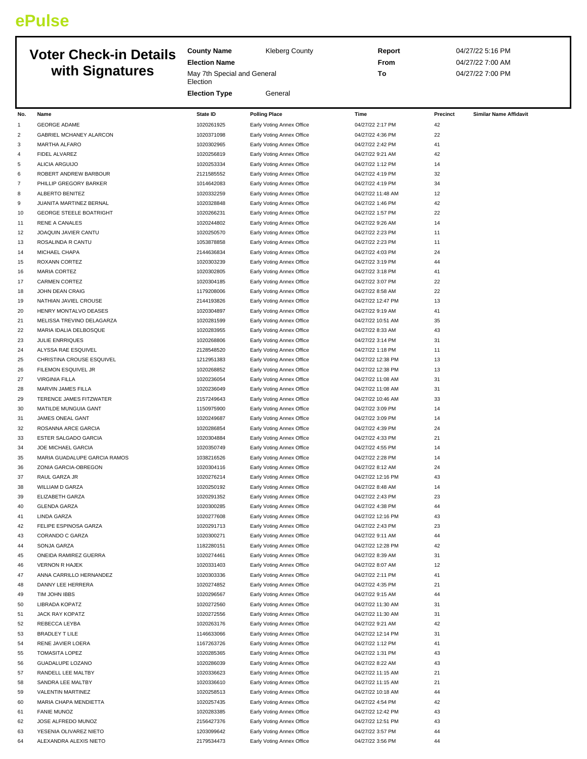ePulse

# Voter Check-in Details with Signatures

| | | | |
|---|---|---|---|
| **County Name** | Kleberg County | **Report** | 04/27/22 5:16 PM |
| **Election Name** | May 7th Special and General Election | **From** | 04/27/22 7:00 AM |
| | | **To** | 04/27/22 7:00 PM |
| **Election Type** | General | | |

| No. | Name | State ID | Polling Place | Time | Precinct | Similar Name Affidavit |
|---|---|---|---|---|---|---|
| 1 | GEORGE ADAME | 1020261925 | Early Voting Annex Office | 04/27/22 2:17 PM | 42 | |
| 2 | GABRIEL MCHANEY ALARCON | 1020371098 | Early Voting Annex Office | 04/27/22 4:36 PM | 22 | |
| 3 | MARTHA ALFARO | 1020302965 | Early Voting Annex Office | 04/27/22 2:42 PM | 41 | |
| 4 | FIDEL ALVAREZ | 1020256819 | Early Voting Annex Office | 04/27/22 9:21 AM | 42 | |
| 5 | ALICIA ARGUIJO | 1020253334 | Early Voting Annex Office | 04/27/22 1:12 PM | 14 | |
| 6 | ROBERT ANDREW BARBOUR | 2121585552 | Early Voting Annex Office | 04/27/22 4:19 PM | 32 | |
| 7 | PHILLIP GREGORY BARKER | 1014642083 | Early Voting Annex Office | 04/27/22 4:19 PM | 34 | |
| 8 | ALBERTO BENITEZ | 1020332259 | Early Voting Annex Office | 04/27/22 11:48 AM | 12 | |
| 9 | JUANITA MARTINEZ BERNAL | 1020328848 | Early Voting Annex Office | 04/27/22 1:46 PM | 42 | |
| 10 | GEORGE STEELE BOATRIGHT | 1020266231 | Early Voting Annex Office | 04/27/22 1:57 PM | 22 | |
| 11 | RENE A CANALES | 1020244802 | Early Voting Annex Office | 04/27/22 9:26 AM | 14 | |
| 12 | JOAQUIN JAVIER CANTU | 1020250570 | Early Voting Annex Office | 04/27/22 2:23 PM | 11 | |
| 13 | ROSALINDA R CANTU | 1053878858 | Early Voting Annex Office | 04/27/22 2:23 PM | 11 | |
| 14 | MICHAEL CHAPA | 2144636834 | Early Voting Annex Office | 04/27/22 4:03 PM | 24 | |
| 15 | ROXANN CORTEZ | 1020303239 | Early Voting Annex Office | 04/27/22 3:19 PM | 44 | |
| 16 | MARIA CORTEZ | 1020302805 | Early Voting Annex Office | 04/27/22 3:18 PM | 41 | |
| 17 | CARMEN CORTEZ | 1020304185 | Early Voting Annex Office | 04/27/22 3:07 PM | 22 | |
| 18 | JOHN DEAN CRAIG | 1179208006 | Early Voting Annex Office | 04/27/22 8:58 AM | 22 | |
| 19 | NATHIAN JAVIEL CROUSE | 2144193826 | Early Voting Annex Office | 04/27/22 12:47 PM | 13 | |
| 20 | HENRY MONTALVO DEASES | 1020304897 | Early Voting Annex Office | 04/27/22 9:19 AM | 41 | |
| 21 | MELISSA TREVINO DELAGARZA | 1020281599 | Early Voting Annex Office | 04/27/22 10:51 AM | 35 | |
| 22 | MARIA IDALIA DELBOSQUE | 1020283955 | Early Voting Annex Office | 04/27/22 8:33 AM | 43 | |
| 23 | JULIE ENRRIQUES | 1020268806 | Early Voting Annex Office | 04/27/22 3:14 PM | 31 | |
| 24 | ALYSSA RAE ESQUIVEL | 2128548520 | Early Voting Annex Office | 04/27/22 1:18 PM | 11 | |
| 25 | CHRISTINA CROUSE ESQUIVEL | 1212951383 | Early Voting Annex Office | 04/27/22 12:38 PM | 13 | |
| 26 | FILEMON ESQUIVEL JR | 1020268852 | Early Voting Annex Office | 04/27/22 12:38 PM | 13 | |
| 27 | VIRGINIA FILLA | 1020236054 | Early Voting Annex Office | 04/27/22 11:08 AM | 31 | |
| 28 | MARVIN JAMES FILLA | 1020236049 | Early Voting Annex Office | 04/27/22 11:08 AM | 31 | |
| 29 | TERENCE JAMES FITZWATER | 2157249643 | Early Voting Annex Office | 04/27/22 10:46 AM | 33 | |
| 30 | MATILDE MUNGUIA GANT | 1150975900 | Early Voting Annex Office | 04/27/22 3:09 PM | 14 | |
| 31 | JAMES ONEAL GANT | 1020249687 | Early Voting Annex Office | 04/27/22 3:09 PM | 14 | |
| 32 | ROSANNA ARCE GARCIA | 1020286854 | Early Voting Annex Office | 04/27/22 4:39 PM | 24 | |
| 33 | ESTER SALGADO GARCIA | 1020304884 | Early Voting Annex Office | 04/27/22 4:33 PM | 21 | |
| 34 | JOE MICHAEL GARCIA | 1020350749 | Early Voting Annex Office | 04/27/22 4:55 PM | 14 | |
| 35 | MARIA GUADALUPE GARCIA RAMOS | 1038216526 | Early Voting Annex Office | 04/27/22 2:28 PM | 14 | |
| 36 | ZONIA GARCIA-OBREGON | 1020304116 | Early Voting Annex Office | 04/27/22 8:12 AM | 24 | |
| 37 | RAUL GARZA JR | 1020276214 | Early Voting Annex Office | 04/27/22 12:16 PM | 43 | |
| 38 | WILLIAM D GARZA | 1020250192 | Early Voting Annex Office | 04/27/22 8:48 AM | 14 | |
| 39 | ELIZABETH GARZA | 1020291352 | Early Voting Annex Office | 04/27/22 2:43 PM | 23 | |
| 40 | GLENDA GARZA | 1020300285 | Early Voting Annex Office | 04/27/22 4:38 PM | 44 | |
| 41 | LINDA GARZA | 1020277608 | Early Voting Annex Office | 04/27/22 12:16 PM | 43 | |
| 42 | FELIPE ESPINOSA GARZA | 1020291713 | Early Voting Annex Office | 04/27/22 2:43 PM | 23 | |
| 43 | CORANDO C GARZA | 1020300271 | Early Voting Annex Office | 04/27/22 9:11 AM | 44 | |
| 44 | SONJA GARZA | 1182280151 | Early Voting Annex Office | 04/27/22 12:28 PM | 42 | |
| 45 | ONEIDA RAMIREZ GUERRA | 1020274461 | Early Voting Annex Office | 04/27/22 8:39 AM | 31 | |
| 46 | VERNON R HAJEK | 1020331403 | Early Voting Annex Office | 04/27/22 8:07 AM | 12 | |
| 47 | ANNA CARRILLO HERNANDEZ | 1020303336 | Early Voting Annex Office | 04/27/22 2:11 PM | 41 | |
| 48 | DANNY LEE HERRERA | 1020274852 | Early Voting Annex Office | 04/27/22 4:35 PM | 21 | |
| 49 | TIM JOHN IBBS | 1020296567 | Early Voting Annex Office | 04/27/22 9:15 AM | 44 | |
| 50 | LIBRADA KOPATZ | 1020272560 | Early Voting Annex Office | 04/27/22 11:30 AM | 31 | |
| 51 | JACK RAY KOPATZ | 1020272556 | Early Voting Annex Office | 04/27/22 11:30 AM | 31 | |
| 52 | REBECCA LEYBA | 1020263176 | Early Voting Annex Office | 04/27/22 9:21 AM | 42 | |
| 53 | BRADLEY T LILE | 1146633066 | Early Voting Annex Office | 04/27/22 12:14 PM | 31 | |
| 54 | RENE JAVIER LOERA | 1167263726 | Early Voting Annex Office | 04/27/22 1:12 PM | 41 | |
| 55 | TOMASITA LOPEZ | 1020285365 | Early Voting Annex Office | 04/27/22 1:31 PM | 43 | |
| 56 | GUADALUPE LOZANO | 1020286039 | Early Voting Annex Office | 04/27/22 8:22 AM | 43 | |
| 57 | RANDELL LEE MALTBY | 1020336623 | Early Voting Annex Office | 04/27/22 11:15 AM | 21 | |
| 58 | SANDRA LEE MALTBY | 1020336610 | Early Voting Annex Office | 04/27/22 11:15 AM | 21 | |
| 59 | VALENTIN MARTINEZ | 1020258513 | Early Voting Annex Office | 04/27/22 10:18 AM | 44 | |
| 60 | MARIA CHAPA MENDIETTA | 1020257435 | Early Voting Annex Office | 04/27/22 4:54 PM | 42 | |
| 61 | FANIE MUNOZ | 1020283385 | Early Voting Annex Office | 04/27/22 12:42 PM | 43 | |
| 62 | JOSE ALFREDO MUNOZ | 2156427376 | Early Voting Annex Office | 04/27/22 12:51 PM | 43 | |
| 63 | YESENIA OLIVAREZ NIETO | 1203099642 | Early Voting Annex Office | 04/27/22 3:57 PM | 44 | |
| 64 | ALEXANDRA ALEXIS NIETO | 2179534473 | Early Voting Annex Office | 04/27/22 3:56 PM | 44 | |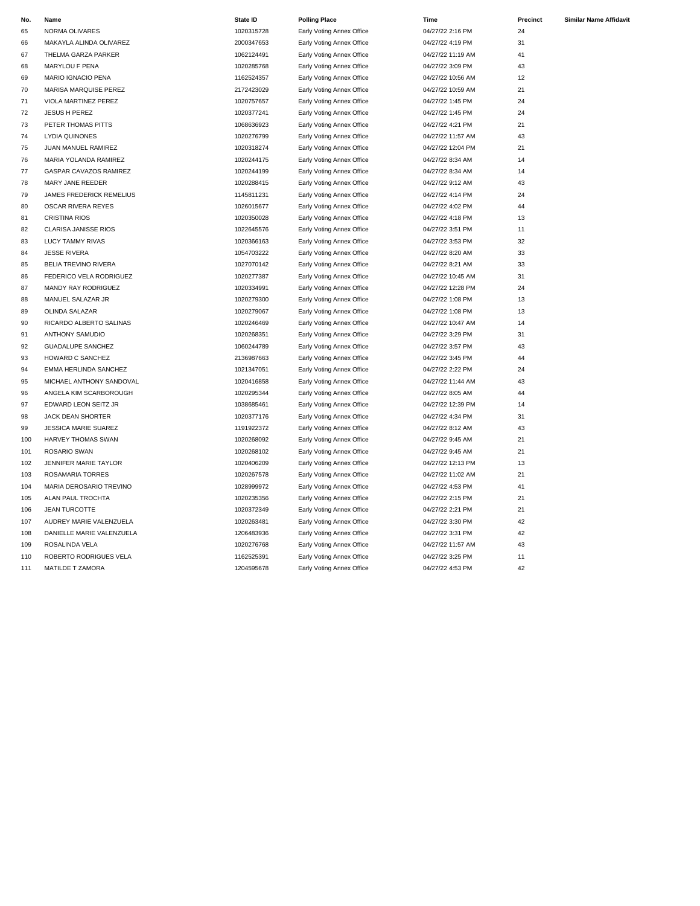| No. | Name | State ID | Polling Place | Time | Precinct | Similar Name Affidavit |
|---|---|---|---|---|---|---|
| 65 | NORMA OLIVARES | 1020315728 | Early Voting Annex Office | 04/27/22 2:16 PM | 24 | |
| 66 | MAKAYLA ALINDA OLIVAREZ | 2000347653 | Early Voting Annex Office | 04/27/22 4:19 PM | 31 | |
| 67 | THELMA GARZA PARKER | 1062124491 | Early Voting Annex Office | 04/27/22 11:19 AM | 41 | |
| 68 | MARYLOU F PENA | 1020285768 | Early Voting Annex Office | 04/27/22 3:09 PM | 43 | |
| 69 | MARIO IGNACIO PENA | 1162524357 | Early Voting Annex Office | 04/27/22 10:56 AM | 12 | |
| 70 | MARISA MARQUISE PEREZ | 2172423029 | Early Voting Annex Office | 04/27/22 10:59 AM | 21 | |
| 71 | VIOLA MARTINEZ PEREZ | 1020757657 | Early Voting Annex Office | 04/27/22 1:45 PM | 24 | |
| 72 | JESUS H PEREZ | 1020377241 | Early Voting Annex Office | 04/27/22 1:45 PM | 24 | |
| 73 | PETER THOMAS PITTS | 1068636923 | Early Voting Annex Office | 04/27/22 4:21 PM | 21 | |
| 74 | LYDIA QUINONES | 1020276799 | Early Voting Annex Office | 04/27/22 11:57 AM | 43 | |
| 75 | JUAN MANUEL RAMIREZ | 1020318274 | Early Voting Annex Office | 04/27/22 12:04 PM | 21 | |
| 76 | MARIA YOLANDA RAMIREZ | 1020244175 | Early Voting Annex Office | 04/27/22 8:34 AM | 14 | |
| 77 | GASPAR CAVAZOS RAMIREZ | 1020244199 | Early Voting Annex Office | 04/27/22 8:34 AM | 14 | |
| 78 | MARY JANE REEDER | 1020288415 | Early Voting Annex Office | 04/27/22 9:12 AM | 43 | |
| 79 | JAMES FREDERICK REMELIUS | 1145811231 | Early Voting Annex Office | 04/27/22 4:14 PM | 24 | |
| 80 | OSCAR RIVERA REYES | 1026015677 | Early Voting Annex Office | 04/27/22 4:02 PM | 44 | |
| 81 | CRISTINA RIOS | 1020350028 | Early Voting Annex Office | 04/27/22 4:18 PM | 13 | |
| 82 | CLARISA JANISSE RIOS | 1022645576 | Early Voting Annex Office | 04/27/22 3:51 PM | 11 | |
| 83 | LUCY TAMMY RIVAS | 1020366163 | Early Voting Annex Office | 04/27/22 3:53 PM | 32 | |
| 84 | JESSE RIVERA | 1054703222 | Early Voting Annex Office | 04/27/22 8:20 AM | 33 | |
| 85 | BELIA TREVINO RIVERA | 1027070142 | Early Voting Annex Office | 04/27/22 8:21 AM | 33 | |
| 86 | FEDERICO VELA RODRIGUEZ | 1020277387 | Early Voting Annex Office | 04/27/22 10:45 AM | 31 | |
| 87 | MANDY RAY RODRIGUEZ | 1020334991 | Early Voting Annex Office | 04/27/22 12:28 PM | 24 | |
| 88 | MANUEL SALAZAR JR | 1020279300 | Early Voting Annex Office | 04/27/22 1:08 PM | 13 | |
| 89 | OLINDA SALAZAR | 1020279067 | Early Voting Annex Office | 04/27/22 1:08 PM | 13 | |
| 90 | RICARDO ALBERTO SALINAS | 1020246469 | Early Voting Annex Office | 04/27/22 10:47 AM | 14 | |
| 91 | ANTHONY SAMUDIO | 1020268351 | Early Voting Annex Office | 04/27/22 3:29 PM | 31 | |
| 92 | GUADALUPE SANCHEZ | 1060244789 | Early Voting Annex Office | 04/27/22 3:57 PM | 43 | |
| 93 | HOWARD C SANCHEZ | 2136987663 | Early Voting Annex Office | 04/27/22 3:45 PM | 44 | |
| 94 | EMMA HERLINDA SANCHEZ | 1021347051 | Early Voting Annex Office | 04/27/22 2:22 PM | 24 | |
| 95 | MICHAEL ANTHONY SANDOVAL | 1020416858 | Early Voting Annex Office | 04/27/22 11:44 AM | 43 | |
| 96 | ANGELA KIM SCARBOROUGH | 1020295344 | Early Voting Annex Office | 04/27/22 8:05 AM | 44 | |
| 97 | EDWARD LEON SEITZ JR | 1038685461 | Early Voting Annex Office | 04/27/22 12:39 PM | 14 | |
| 98 | JACK DEAN SHORTER | 1020377176 | Early Voting Annex Office | 04/27/22 4:34 PM | 31 | |
| 99 | JESSICA MARIE SUAREZ | 1191922372 | Early Voting Annex Office | 04/27/22 8:12 AM | 43 | |
| 100 | HARVEY THOMAS SWAN | 1020268092 | Early Voting Annex Office | 04/27/22 9:45 AM | 21 | |
| 101 | ROSARIO SWAN | 1020268102 | Early Voting Annex Office | 04/27/22 9:45 AM | 21 | |
| 102 | JENNIFER MARIE TAYLOR | 1020406209 | Early Voting Annex Office | 04/27/22 12:13 PM | 13 | |
| 103 | ROSAMARIA TORRES | 1020267578 | Early Voting Annex Office | 04/27/22 11:02 AM | 21 | |
| 104 | MARIA DEROSARIO TREVINO | 1028999972 | Early Voting Annex Office | 04/27/22 4:53 PM | 41 | |
| 105 | ALAN PAUL TROCHTA | 1020235356 | Early Voting Annex Office | 04/27/22 2:15 PM | 21 | |
| 106 | JEAN TURCOTTE | 1020372349 | Early Voting Annex Office | 04/27/22 2:21 PM | 21 | |
| 107 | AUDREY MARIE VALENZUELA | 1020263481 | Early Voting Annex Office | 04/27/22 3:30 PM | 42 | |
| 108 | DANIELLE MARIE VALENZUELA | 1206483936 | Early Voting Annex Office | 04/27/22 3:31 PM | 42 | |
| 109 | ROSALINDA VELA | 1020276768 | Early Voting Annex Office | 04/27/22 11:57 AM | 43 | |
| 110 | ROBERTO RODRIGUES VELA | 1162525391 | Early Voting Annex Office | 04/27/22 3:25 PM | 11 | |
| 111 | MATILDE T ZAMORA | 1204595678 | Early Voting Annex Office | 04/27/22 4:53 PM | 42 | |